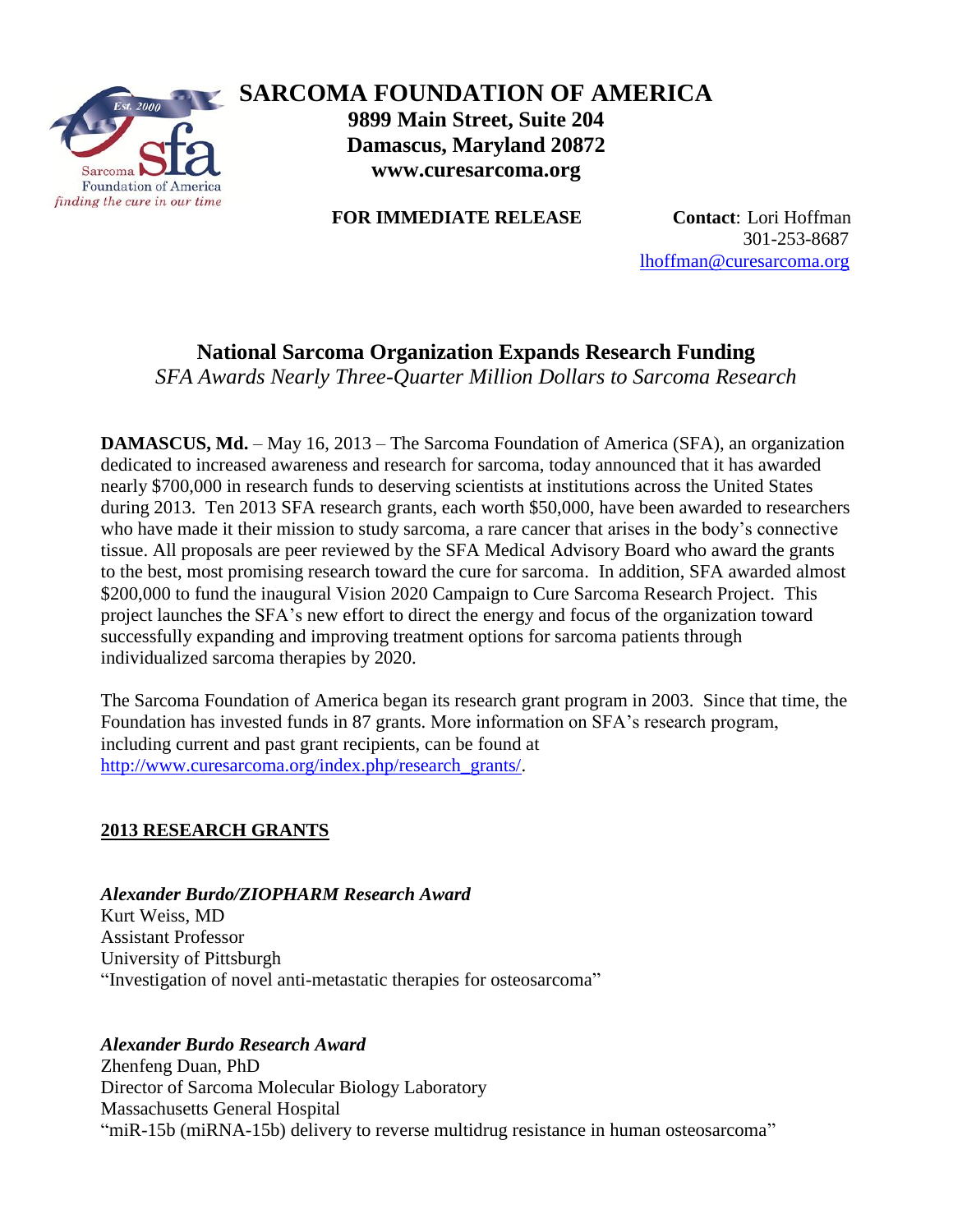# SARCOMA FOUNDATION OF AMERICA

**9899 Main Street, Suite 204**
**Damascus, Maryland 20872**
**www.curesarcoma.org**

**FOR IMMEDIATE RELEASE**

**Contact**: Lori Hoffman
301-253-8687
lhoffman@curesarcoma.org

## National Sarcoma Organization Expands Research Funding

*SFA Awards Nearly Three-Quarter Million Dollars to Sarcoma Research*

**DAMASCUS, Md.** – May 16, 2013 – The Sarcoma Foundation of America (SFA), an organization dedicated to increased awareness and research for sarcoma, today announced that it has awarded nearly $700,000 in research funds to deserving scientists at institutions across the United States during 2013. Ten 2013 SFA research grants, each worth $50,000, have been awarded to researchers who have made it their mission to study sarcoma, a rare cancer that arises in the body's connective tissue. All proposals are peer reviewed by the SFA Medical Advisory Board who award the grants to the best, most promising research toward the cure for sarcoma. In addition, SFA awarded almost $200,000 to fund the inaugural Vision 2020 Campaign to Cure Sarcoma Research Project. This project launches the SFA's new effort to direct the energy and focus of the organization toward successfully expanding and improving treatment options for sarcoma patients through individualized sarcoma therapies by 2020.

The Sarcoma Foundation of America began its research grant program in 2003. Since that time, the Foundation has invested funds in 87 grants. More information on SFA's research program, including current and past grant recipients, can be found at http://www.curesarcoma.org/index.php/research_grants/.

## 2013 RESEARCH GRANTS

***Alexander Burdo/ZIOPHARM Research Award***
Kurt Weiss, MD
Assistant Professor
University of Pittsburgh
"Investigation of novel anti-metastatic therapies for osteosarcoma"

***Alexander Burdo Research Award***
Zhenfeng Duan, PhD
Director of Sarcoma Molecular Biology Laboratory
Massachusetts General Hospital
"miR-15b (miRNA-15b) delivery to reverse multidrug resistance in human osteosarcoma"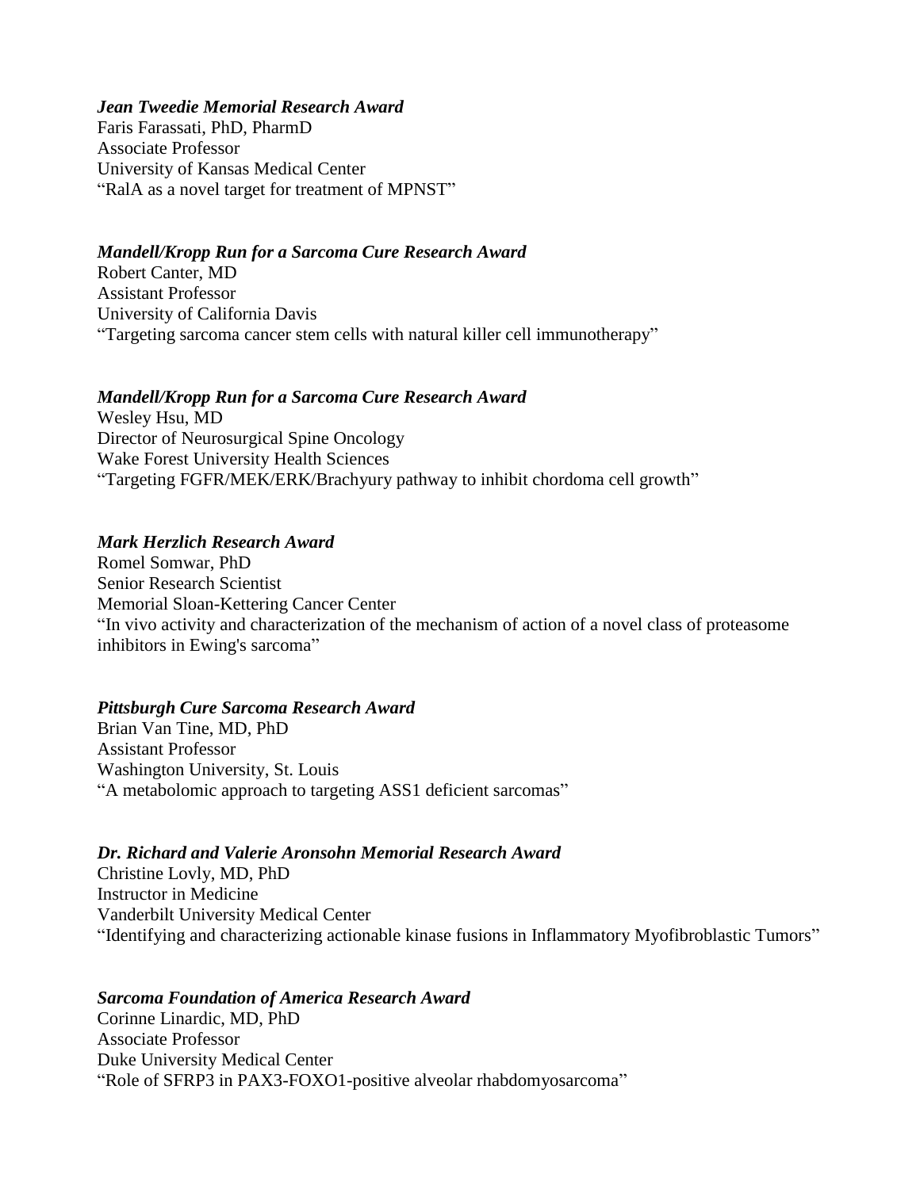***Jean Tweedie Memorial Research Award***
Faris Farassati, PhD, PharmD
Associate Professor
University of Kansas Medical Center
"RalA as a novel target for treatment of MPNST"

***Mandell/Kropp Run for a Sarcoma Cure Research Award***
Robert Canter, MD
Assistant Professor
University of California Davis
"Targeting sarcoma cancer stem cells with natural killer cell immunotherapy"

***Mandell/Kropp Run for a Sarcoma Cure Research Award***
Wesley Hsu, MD
Director of Neurosurgical Spine Oncology
Wake Forest University Health Sciences
"Targeting FGFR/MEK/ERK/Brachyury pathway to inhibit chordoma cell growth"

***Mark Herzlich Research Award***
Romel Somwar, PhD
Senior Research Scientist
Memorial Sloan-Kettering Cancer Center
"In vivo activity and characterization of the mechanism of action of a novel class of proteasome inhibitors in Ewing's sarcoma"

***Pittsburgh Cure Sarcoma Research Award***
Brian Van Tine, MD, PhD
Assistant Professor
Washington University, St. Louis
"A metabolomic approach to targeting ASS1 deficient sarcomas"

***Dr. Richard and Valerie Aronsohn Memorial Research Award***
Christine Lovly, MD, PhD
Instructor in Medicine
Vanderbilt University Medical Center
"Identifying and characterizing actionable kinase fusions in Inflammatory Myofibroblastic Tumors"

***Sarcoma Foundation of America Research Award***
Corinne Linardic, MD, PhD
Associate Professor
Duke University Medical Center
"Role of SFRP3 in PAX3-FOXO1-positive alveolar rhabdomyosarcoma"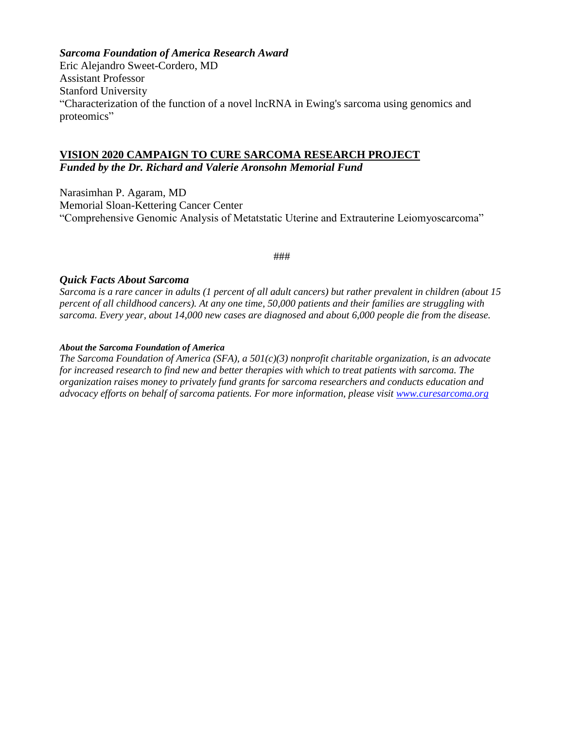***Sarcoma Foundation of America Research Award***
Eric Alejandro Sweet-Cordero, MD
Assistant Professor
Stanford University
"Characterization of the function of a novel lncRNA in Ewing's sarcoma using genomics and proteomics"

## VISION 2020 CAMPAIGN TO CURE SARCOMA RESEARCH PROJECT

***Funded by the Dr. Richard and Valerie Aronsohn Memorial Fund***

Narasimhan P. Agaram, MD
Memorial Sloan-Kettering Cancer Center
"Comprehensive Genomic Analysis of Metatstatic Uterine and Extrauterine Leiomyoscarcoma"

###

### *Quick Facts About Sarcoma*

*Sarcoma is a rare cancer in adults (1 percent of all adult cancers) but rather prevalent in children (about 15 percent of all childhood cancers). At any one time, 50,000 patients and their families are struggling with sarcoma. Every year, about 14,000 new cases are diagnosed and about 6,000 people die from the disease.*

***About the Sarcoma Foundation of America***

*The Sarcoma Foundation of America (SFA), a 501(c)(3) nonprofit charitable organization, is an advocate for increased research to find new and better therapies with which to treat patients with sarcoma. The organization raises money to privately fund grants for sarcoma researchers and conducts education and advocacy efforts on behalf of sarcoma patients. For more information, please visit [www.curesarcoma.org](http://www.curesarcoma.org)*